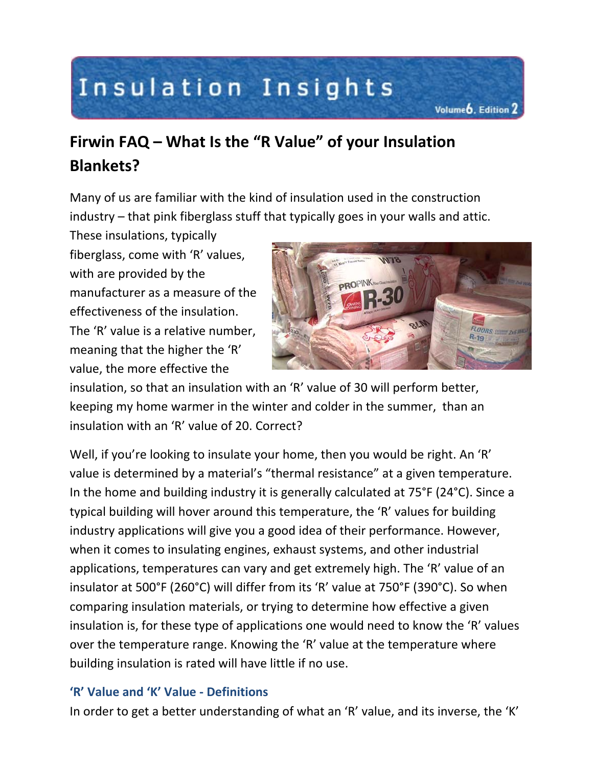# Insulation Insights

Volume 6, Edition 2

## Firwin FAQ – What Is the "R Value" of your Insulation Blankets?

Many of us are familiar with the kind of insulation used in the construction industry – that pink fiberglass stuff that typically goes in your walls and attic. These insulations, typically fiberglass, come with 'R' values, with are provided by the manufacturer as a measure of the effectiveness of the insulation. The 'R' value is a relative number, meaning that the higher the 'R' value, the more effective the insulation, so that an insulation with an 'R' value of 30 will perform better, keeping my home warmer in the winter and colder in the summer, than an insulation with an 'R' value of 20. Correct?

Well, if you're looking to insulate your home, then you would be right. An 'R' value is determined by a material's "thermal resistance" at a given temperature. In the home and building industry it is generally calculated at 75°F (24°C). Since a typical building will hover around this temperature, the 'R' values for building industry applications will give you a good idea of their performance. However, when it comes to insulating engines, exhaust systems, and other industrial applications, temperatures can vary and get extremely high. The 'R' value of an insulator at 500°F (260°C) will differ from its 'R' value at 750°F (390°C). So when comparing insulation materials, or trying to determine how effective a given insulation is, for these type of applications one would need to know the 'R' values over the temperature range. Knowing the 'R' value at the temperature where building insulation is rated will have little if no use.

### 'R' Value and 'K' Value - Definitions

In order to get a better understanding of what an 'R' value, and its inverse, the 'K'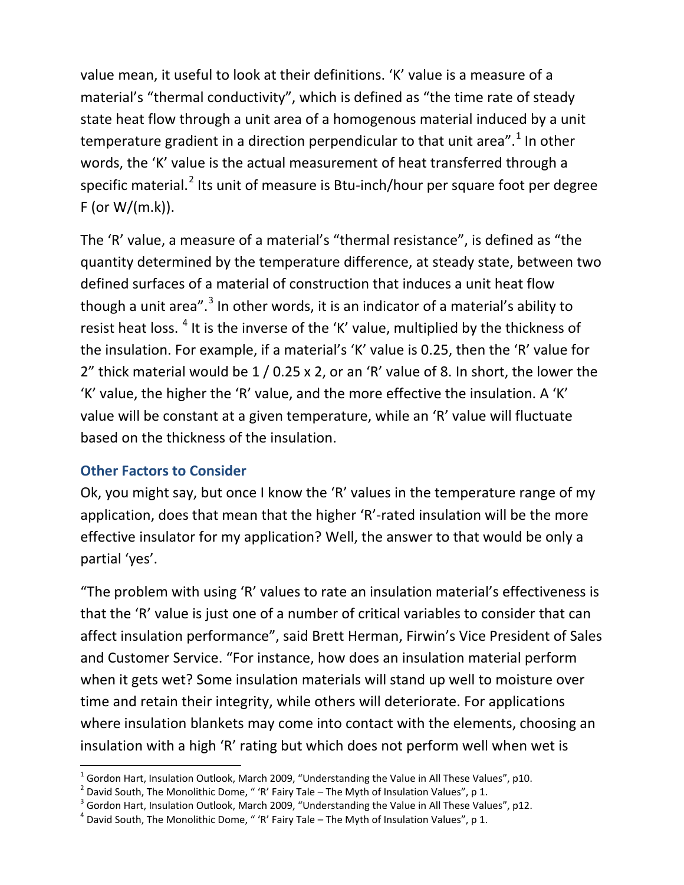value mean, it useful to look at their definitions. 'K' value is a measure of a material's "thermal conductivity", which is defined as "the time rate of steady state heat flow through a unit area of a homogenous material induced by a unit temperature gradient in a direction perpendicular to that unit area".[1] In other words, the 'K' value is the actual measurement of heat transferred through a specific material.[2] Its unit of measure is Btu-inch/hour per square foot per degree F (or W/(m.k)).

The 'R' value, a measure of a material's "thermal resistance", is defined as "the quantity determined by the temperature difference, at steady state, between two defined surfaces of a material of construction that induces a unit heat flow though a unit area".[3] In other words, it is an indicator of a material's ability to resist heat loss. [4] It is the inverse of the 'K' value, multiplied by the thickness of the insulation. For example, if a material's 'K' value is 0.25, then the 'R' value for 2" thick material would be 1 / 0.25 x 2, or an 'R' value of 8. In short, the lower the 'K' value, the higher the 'R' value, and the more effective the insulation. A 'K' value will be constant at a given temperature, while an 'R' value will fluctuate based on the thickness of the insulation.

### Other Factors to Consider

Ok, you might say, but once I know the 'R' values in the temperature range of my application, does that mean that the higher 'R'-rated insulation will be the more effective insulator for my application? Well, the answer to that would be only a partial 'yes'.

"The problem with using 'R' values to rate an insulation material's effectiveness is that the 'R' value is just one of a number of critical variables to consider that can affect insulation performance", said Brett Herman, Firwin's Vice President of Sales and Customer Service. "For instance, how does an insulation material perform when it gets wet? Some insulation materials will stand up well to moisture over time and retain their integrity, while others will deteriorate. For applications where insulation blankets may come into contact with the elements, choosing an insulation with a high 'R' rating but which does not perform well when wet is

---

[1] Gordon Hart, Insulation Outlook, March 2009, "Understanding the Value in All These Values", p10.

[2] David South, The Monolithic Dome, " 'R' Fairy Tale – The Myth of Insulation Values", p 1.

[3] Gordon Hart, Insulation Outlook, March 2009, "Understanding the Value in All These Values", p12.

[4] David South, The Monolithic Dome, " 'R' Fairy Tale – The Myth of Insulation Values", p 1.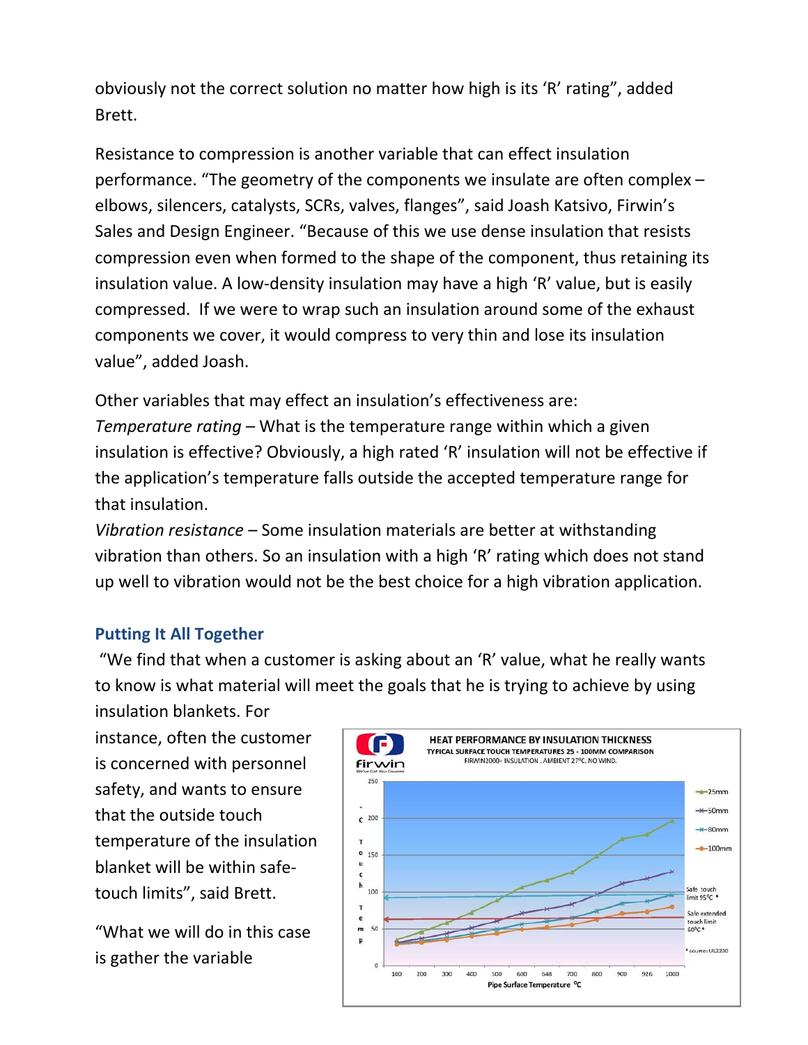obviously not the correct solution no matter how high is its 'R' rating", added Brett.

Resistance to compression is another variable that can effect insulation performance. "The geometry of the components we insulate are often complex – elbows, silencers, catalysts, SCRs, valves, flanges", said Joash Katsivo, Firwin's Sales and Design Engineer. "Because of this we use dense insulation that resists compression even when formed to the shape of the component, thus retaining its insulation value. A low-density insulation may have a high 'R' value, but is easily compressed. If we were to wrap such an insulation around some of the exhaust components we cover, it would compress to very thin and lose its insulation value", added Joash.

Other variables that may effect an insulation's effectiveness are:
*Temperature rating* – What is the temperature range within which a given insulation is effective? Obviously, a high rated 'R' insulation will not be effective if the application's temperature falls outside the accepted temperature range for that insulation.
*Vibration resistance* – Some insulation materials are better at withstanding vibration than others. So an insulation with a high 'R' rating which does not stand up well to vibration would not be the best choice for a high vibration application.

### Putting It All Together

"We find that when a customer is asking about an 'R' value, what he really wants to know is what material will meet the goals that he is trying to achieve by using insulation blankets. For instance, often the customer is concerned with personnel safety, and wants to ensure that the outside touch temperature of the insulation blanket will be within safe-touch limits", said Brett.

"What we will do in this case is gather the variable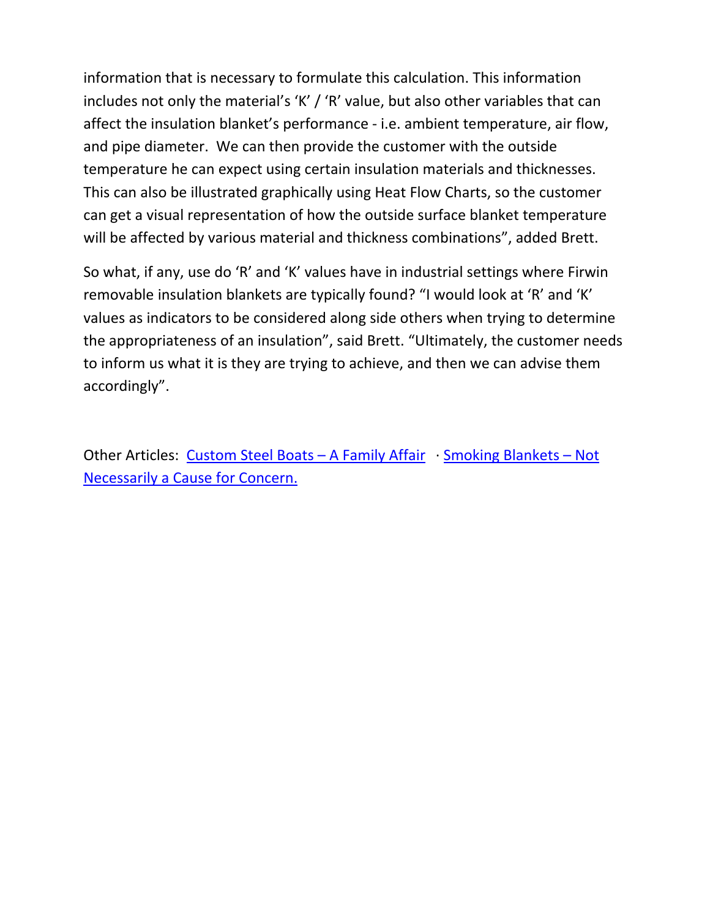information that is necessary to formulate this calculation. This information includes not only the material's 'K' / 'R' value, but also other variables that can affect the insulation blanket's performance - i.e. ambient temperature, air flow, and pipe diameter. We can then provide the customer with the outside temperature he can expect using certain insulation materials and thicknesses. This can also be illustrated graphically using Heat Flow Charts, so the customer can get a visual representation of how the outside surface blanket temperature will be affected by various material and thickness combinations", added Brett.

So what, if any, use do 'R' and 'K' values have in industrial settings where Firwin removable insulation blankets are typically found? "I would look at 'R' and 'K' values as indicators to be considered along side others when trying to determine the appropriateness of an insulation", said Brett. "Ultimately, the customer needs to inform us what it is they are trying to achieve, and then we can advise them accordingly".

Other Articles: Custom Steel Boats – A Family Affair · Smoking Blankets – Not Necessarily a Cause for Concern.